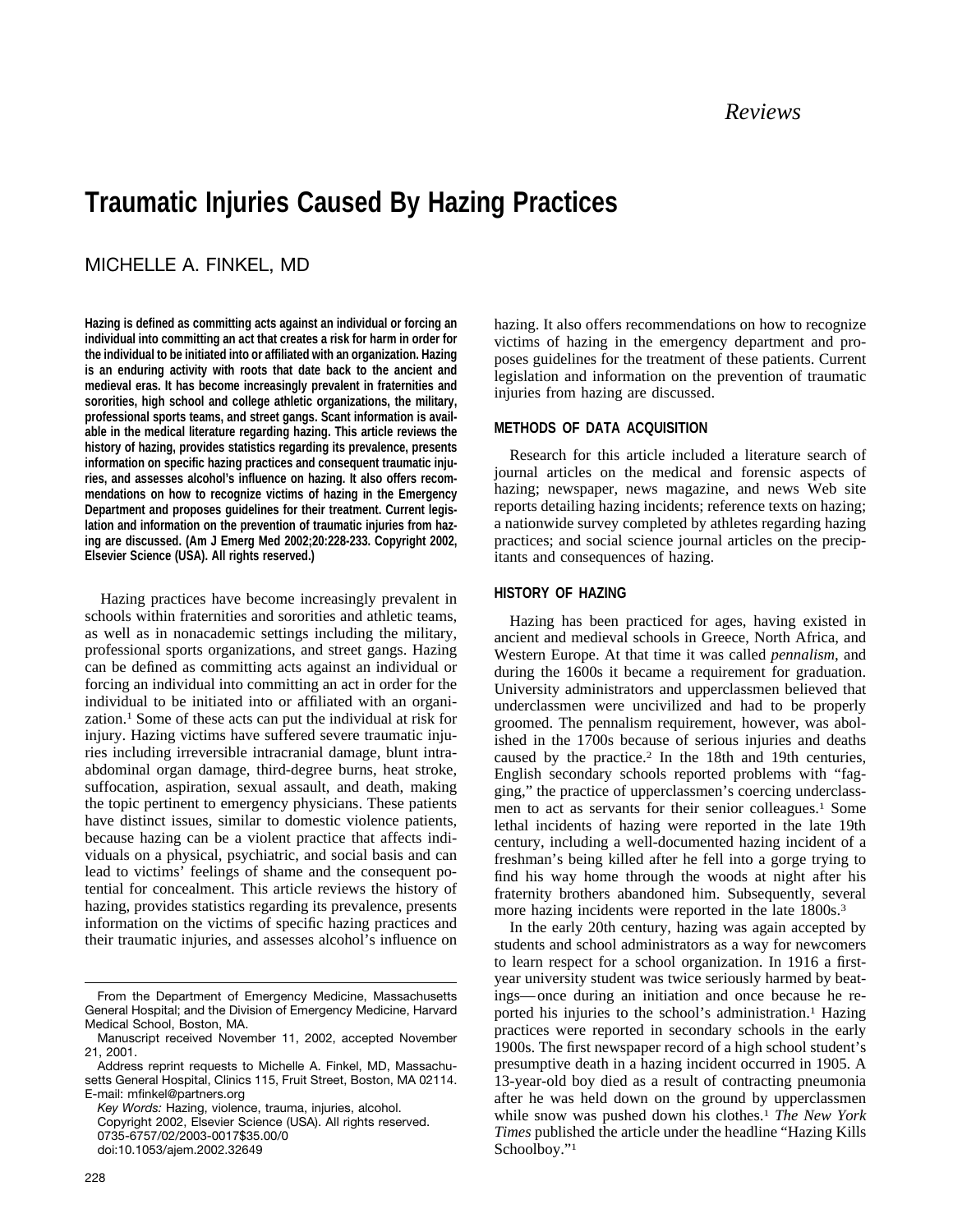*Reviews*

# Traumatic Injuries Caused By Hazing Practices

MICHELLE A. FINKEL, MD

**Hazing is defined as committing acts against an individual or forcing an individual into committing an act that creates a risk for harm in order for the individual to be initiated into or affiliated with an organization. Hazing is an enduring activity with roots that date back to the ancient and medieval eras. It has become increasingly prevalent in fraternities and sororities, high school and college athletic organizations, the military, professional sports teams, and street gangs. Scant information is available in the medical literature regarding hazing. This article reviews the history of hazing, provides statistics regarding its prevalence, presents information on specific hazing practices and consequent traumatic injuries, and assesses alcohol's influence on hazing. It also offers recommendations on how to recognize victims of hazing in the Emergency Department and proposes guidelines for their treatment. Current legislation and information on the prevention of traumatic injuries from hazing are discussed. (Am J Emerg Med 2002;20:228-233. Copyright 2002, Elsevier Science (USA). All rights reserved.)**

Hazing practices have become increasingly prevalent in schools within fraternities and sororities and athletic teams, as well as in nonacademic settings including the military, professional sports organizations, and street gangs. Hazing can be defined as committing acts against an individual or forcing an individual into committing an act in order for the individual to be initiated into or affiliated with an organization.[1] Some of these acts can put the individual at risk for injury. Hazing victims have suffered severe traumatic injuries including irreversible intracranial damage, blunt intra-abdominal organ damage, third-degree burns, heat stroke, suffocation, aspiration, sexual assault, and death, making the topic pertinent to emergency physicians. These patients have distinct issues, similar to domestic violence patients, because hazing can be a violent practice that affects individuals on a physical, psychiatric, and social basis and can lead to victims' feelings of shame and the consequent potential for concealment. This article reviews the history of hazing, provides statistics regarding its prevalence, presents information on the victims of specific hazing practices and their traumatic injuries, and assesses alcohol's influence on hazing. It also offers recommendations on how to recognize victims of hazing in the emergency department and proposes guidelines for the treatment of these patients. Current legislation and information on the prevention of traumatic injuries from hazing are discussed.

From the Department of Emergency Medicine, Massachusetts General Hospital; and the Division of Emergency Medicine, Harvard Medical School, Boston, MA.

Manuscript received November 11, 2002, accepted November 21, 2001.

Address reprint requests to Michelle A. Finkel, MD, Massachusetts General Hospital, Clinics 115, Fruit Street, Boston, MA 02114. E-mail: mfinkel@partners.org

*Key Words:* Hazing, violence, trauma, injuries, alcohol.

Copyright 2002, Elsevier Science (USA). All rights reserved.

0735-6757/02/2003-0017$35.00/0

doi:10.1053/ajem.2002.32649

## METHODS OF DATA ACQUISITION

Research for this article included a literature search of journal articles on the medical and forensic aspects of hazing; newspaper, news magazine, and news Web site reports detailing hazing incidents; reference texts on hazing; a nationwide survey completed by athletes regarding hazing practices; and social science journal articles on the precipitants and consequences of hazing.

## HISTORY OF HAZING

Hazing has been practiced for ages, having existed in ancient and medieval schools in Greece, North Africa, and Western Europe. At that time it was called *pennalism*, and during the 1600s it became a requirement for graduation. University administrators and upperclassmen believed that underclassmen were uncivilized and had to be properly groomed. The pennalism requirement, however, was abolished in the 1700s because of serious injuries and deaths caused by the practice.[2] In the 18th and 19th centuries, English secondary schools reported problems with "fagging," the practice of upperclassmen's coercing underclassmen to act as servants for their senior colleagues.[1] Some lethal incidents of hazing were reported in the late 19th century, including a well-documented hazing incident of a freshman's being killed after he fell into a gorge trying to find his way home through the woods at night after his fraternity brothers abandoned him. Subsequently, several more hazing incidents were reported in the late 1800s.[3]

In the early 20th century, hazing was again accepted by students and school administrators as a way for newcomers to learn respect for a school organization. In 1916 a first-year university student was twice seriously harmed by beatings—once during an initiation and once because he reported his injuries to the school's administration.[1] Hazing practices were reported in secondary schools in the early 1900s. The first newspaper record of a high school student's presumptive death in a hazing incident occurred in 1905. A 13-year-old boy died as a result of contracting pneumonia after he was held down on the ground by upperclassmen while snow was pushed down his clothes.[1] *The New York Times* published the article under the headline "Hazing Kills Schoolboy."[1]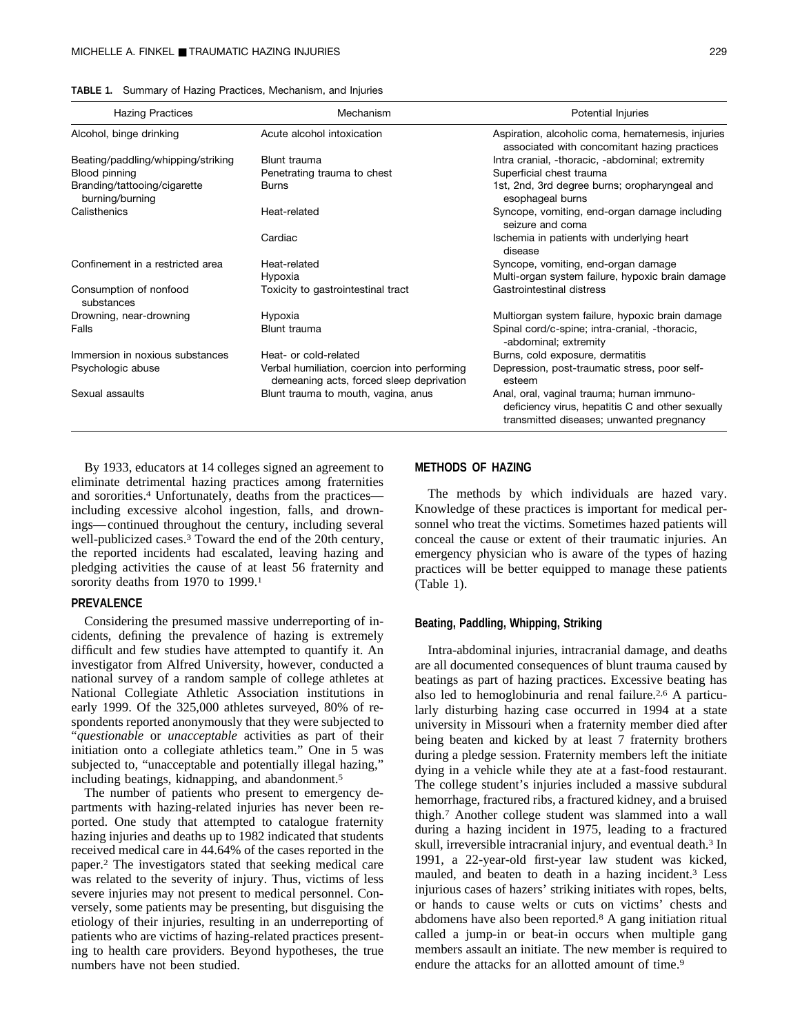**TABLE 1.** Summary of Hazing Practices, Mechanism, and Injuries

| Hazing Practices | Mechanism | Potential Injuries |
| --- | --- | --- |
| Alcohol, binge drinking | Acute alcohol intoxication | Aspiration, alcoholic coma, hematemesis, injuries associated with concomitant hazing practices |
| Beating/paddling/whipping/striking | Blunt trauma | Intra cranial, -thoracic, -abdominal; extremity |
| Blood pinning | Penetrating trauma to chest | Superficial chest trauma |
| Branding/tattooing/cigarette burning/burning | Burns | 1st, 2nd, 3rd degree burns; oropharyngeal and esophageal burns |
| Calisthenics | Heat-related | Syncope, vomiting, end-organ damage including seizure and coma |
| | Cardiac | Ischemia in patients with underlying heart disease |
| Confinement in a restricted area | Heat-related | Syncope, vomiting, end-organ damage |
| | Hypoxia | Multi-organ system failure, hypoxic brain damage |
| Consumption of nonfood substances | Toxicity to gastrointestinal tract | Gastrointestinal distress |
| Drowning, near-drowning | Hypoxia | Multiorgan system failure, hypoxic brain damage |
| Falls | Blunt trauma | Spinal cord/c-spine; intra-cranial, -thoracic, -abdominal; extremity |
| Immersion in noxious substances | Heat- or cold-related | Burns, cold exposure, dermatitis |
| Psychologic abuse | Verbal humiliation, coercion into performing demeaning acts, forced sleep deprivation | Depression, post-traumatic stress, poor self-esteem |
| Sexual assaults | Blunt trauma to mouth, vagina, anus | Anal, oral, vaginal trauma; human immunodeficiency virus, hepatitis C and other sexually transmitted diseases; unwanted pregnancy |

By 1933, educators at 14 colleges signed an agreement to eliminate detrimental hazing practices among fraternities and sororities.[4] Unfortunately, deaths from the practices—including excessive alcohol ingestion, falls, and drownings—continued throughout the century, including several well-publicized cases.[3] Toward the end of the 20th century, the reported incidents had escalated, leaving hazing and pledging activities the cause of at least 56 fraternity and sorority deaths from 1970 to 1999.[1]

## PREVALENCE

Considering the presumed massive underreporting of incidents, defining the prevalence of hazing is extremely difficult and few studies have attempted to quantify it. An investigator from Alfred University, however, conducted a national survey of a random sample of college athletes at National Collegiate Athletic Association institutions in early 1999. Of the 325,000 athletes surveyed, 80% of respondents reported anonymously that they were subjected to "*questionable* or *unacceptable* activities as part of their initiation onto a collegiate athletics team." One in 5 was subjected to, "unacceptable and potentially illegal hazing," including beatings, kidnapping, and abandonment.[5]

The number of patients who present to emergency departments with hazing-related injuries has never been reported. One study that attempted to catalogue fraternity hazing injuries and deaths up to 1982 indicated that students received medical care in 44.64% of the cases reported in the paper.[2] The investigators stated that seeking medical care was related to the severity of injury. Thus, victims of less severe injuries may not present to medical personnel. Conversely, some patients may be presenting, but disguising the etiology of their injuries, resulting in an underreporting of patients who are victims of hazing-related practices presenting to health care providers. Beyond hypotheses, the true numbers have not been studied.

## METHODS OF HAZING

The methods by which individuals are hazed vary. Knowledge of these practices is important for medical personnel who treat the victims. Sometimes hazed patients will conceal the cause or extent of their traumatic injuries. An emergency physician who is aware of the types of hazing practices will be better equipped to manage these patients (Table 1).

### Beating, Paddling, Whipping, Striking

Intra-abdominal injuries, intracranial damage, and deaths are all documented consequences of blunt trauma caused by beatings as part of hazing practices. Excessive beating has also led to hemoglobinuria and renal failure.[2,6] A particularly disturbing hazing case occurred in 1994 at a state university in Missouri when a fraternity member died after being beaten and kicked by at least 7 fraternity brothers during a pledge session. Fraternity members left the initiate dying in a vehicle while they ate at a fast-food restaurant. The college student's injuries included a massive subdural hemorrhage, fractured ribs, a fractured kidney, and a bruised thigh.[7] Another college student was slammed into a wall during a hazing incident in 1975, leading to a fractured skull, irreversible intracranial injury, and eventual death.[3] In 1991, a 22-year-old first-year law student was kicked, mauled, and beaten to death in a hazing incident.[3] Less injurious cases of hazers' striking initiates with ropes, belts, or hands to cause welts or cuts on victims' chests and abdomens have also been reported.[8] A gang initiation ritual called a jump-in or beat-in occurs when multiple gang members assault an initiate. The new member is required to endure the attacks for an allotted amount of time.[9]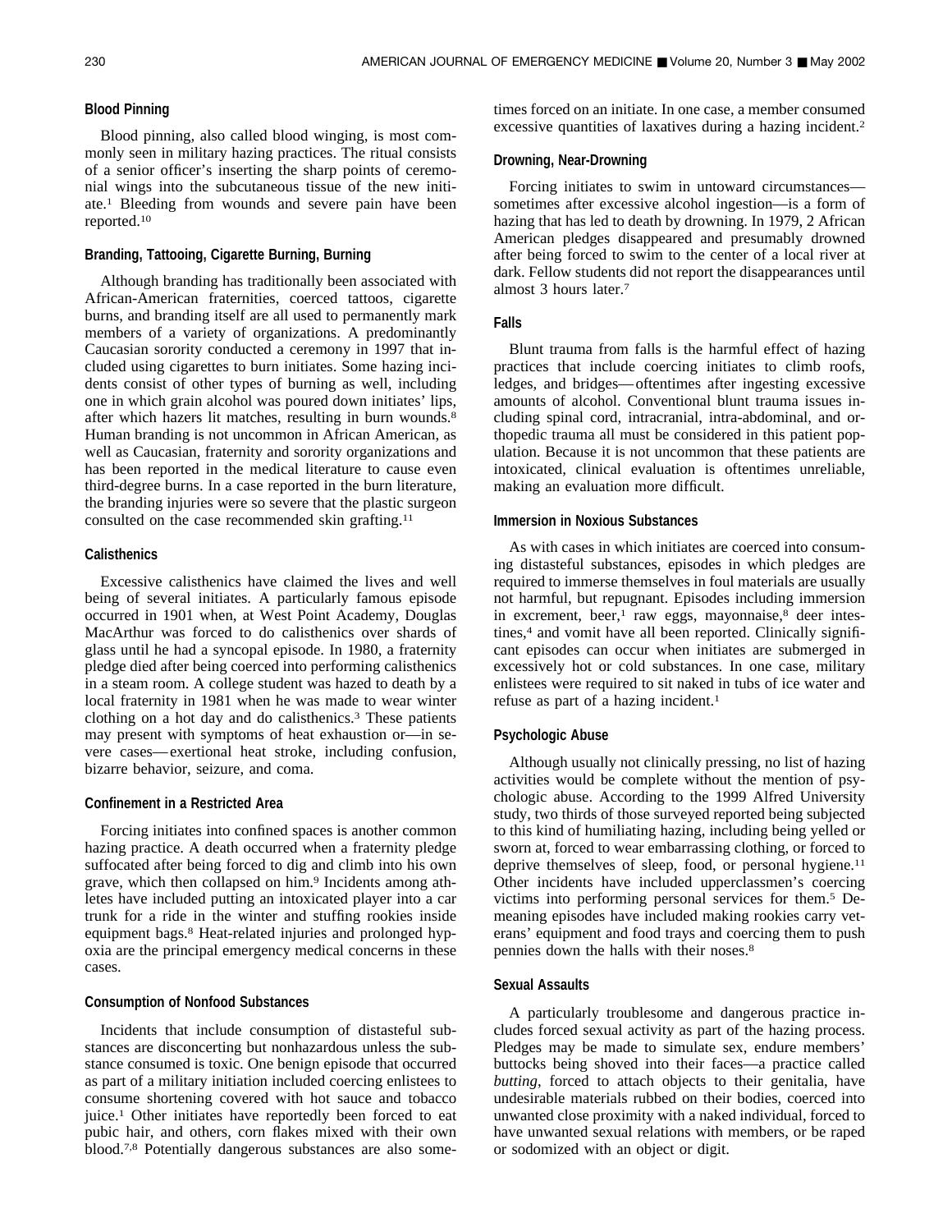### Blood Pinning

Blood pinning, also called blood winging, is most commonly seen in military hazing practices. The ritual consists of a senior officer's inserting the sharp points of ceremonial wings into the subcutaneous tissue of the new initiate.[1] Bleeding from wounds and severe pain have been reported.[10]

### Branding, Tattooing, Cigarette Burning, Burning

Although branding has traditionally been associated with African-American fraternities, coerced tattoos, cigarette burns, and branding itself are all used to permanently mark members of a variety of organizations. A predominantly Caucasian sorority conducted a ceremony in 1997 that included using cigarettes to burn initiates. Some hazing incidents consist of other types of burning as well, including one in which grain alcohol was poured down initiates' lips, after which hazers lit matches, resulting in burn wounds.[8] Human branding is not uncommon in African American, as well as Caucasian, fraternity and sorority organizations and has been reported in the medical literature to cause even third-degree burns. In a case reported in the burn literature, the branding injuries were so severe that the plastic surgeon consulted on the case recommended skin grafting.[11]

### Calisthenics

Excessive calisthenics have claimed the lives and well being of several initiates. A particularly famous episode occurred in 1901 when, at West Point Academy, Douglas MacArthur was forced to do calisthenics over shards of glass until he had a syncopal episode. In 1980, a fraternity pledge died after being coerced into performing calisthenics in a steam room. A college student was hazed to death by a local fraternity in 1981 when he was made to wear winter clothing on a hot day and do calisthenics.[3] These patients may present with symptoms of heat exhaustion or—in severe cases—exertional heat stroke, including confusion, bizarre behavior, seizure, and coma.

### Confinement in a Restricted Area

Forcing initiates into confined spaces is another common hazing practice. A death occurred when a fraternity pledge suffocated after being forced to dig and climb into his own grave, which then collapsed on him.[9] Incidents among athletes have included putting an intoxicated player into a car trunk for a ride in the winter and stuffing rookies inside equipment bags.[8] Heat-related injuries and prolonged hypoxia are the principal emergency medical concerns in these cases.

### Consumption of Nonfood Substances

Incidents that include consumption of distasteful substances are disconcerting but nonhazardous unless the substance consumed is toxic. One benign episode that occurred as part of a military initiation included coercing enlistees to consume shortening covered with hot sauce and tobacco juice.[1] Other initiates have reportedly been forced to eat pubic hair, and others, corn flakes mixed with their own blood.[7,8] Potentially dangerous substances are also sometimes forced on an initiate. In one case, a member consumed excessive quantities of laxatives during a hazing incident.[2]

### Drowning, Near-Drowning

Forcing initiates to swim in untoward circumstances—sometimes after excessive alcohol ingestion—is a form of hazing that has led to death by drowning. In 1979, 2 African American pledges disappeared and presumably drowned after being forced to swim to the center of a local river at dark. Fellow students did not report the disappearances until almost 3 hours later.[7]

### Falls

Blunt trauma from falls is the harmful effect of hazing practices that include coercing initiates to climb roofs, ledges, and bridges—oftentimes after ingesting excessive amounts of alcohol. Conventional blunt trauma issues including spinal cord, intracranial, intra-abdominal, and orthopedic trauma all must be considered in this patient population. Because it is not uncommon that these patients are intoxicated, clinical evaluation is oftentimes unreliable, making an evaluation more difficult.

### Immersion in Noxious Substances

As with cases in which initiates are coerced into consuming distasteful substances, episodes in which pledges are required to immerse themselves in foul materials are usually not harmful, but repugnant. Episodes including immersion in excrement, beer,[1] raw eggs, mayonnaise,[8] deer intestines,[4] and vomit have all been reported. Clinically significant episodes can occur when initiates are submerged in excessively hot or cold substances. In one case, military enlistees were required to sit naked in tubs of ice water and refuse as part of a hazing incident.[1]

### Psychologic Abuse

Although usually not clinically pressing, no list of hazing activities would be complete without the mention of psychologic abuse. According to the 1999 Alfred University study, two thirds of those surveyed reported being subjected to this kind of humiliating hazing, including being yelled or sworn at, forced to wear embarrassing clothing, or forced to deprive themselves of sleep, food, or personal hygiene.[11] Other incidents have included upperclassmen's coercing victims into performing personal services for them.[5] Demeaning episodes have included making rookies carry veterans' equipment and food trays and coercing them to push pennies down the halls with their noses.[8]

### Sexual Assaults

A particularly troublesome and dangerous practice includes forced sexual activity as part of the hazing process. Pledges may be made to simulate sex, endure members' buttocks being shoved into their faces—a practice called *butting*, forced to attach objects to their genitalia, have undesirable materials rubbed on their bodies, coerced into unwanted close proximity with a naked individual, forced to have unwanted sexual relations with members, or be raped or sodomized with an object or digit.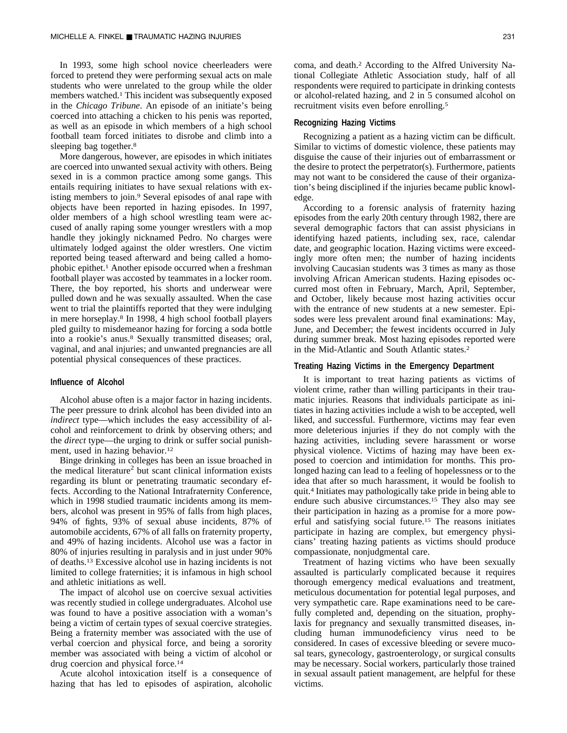In 1993, some high school novice cheerleaders were forced to pretend they were performing sexual acts on male students who were unrelated to the group while the older members watched.[1] This incident was subsequently exposed in the *Chicago Tribune*. An episode of an initiate's being coerced into attaching a chicken to his penis was reported, as well as an episode in which members of a high school football team forced initiates to disrobe and climb into a sleeping bag together.[8]

More dangerous, however, are episodes in which initiates are coerced into unwanted sexual activity with others. Being sexed in is a common practice among some gangs. This entails requiring initiates to have sexual relations with existing members to join.[9] Several episodes of anal rape with objects have been reported in hazing episodes. In 1997, older members of a high school wrestling team were accused of anally raping some younger wrestlers with a mop handle they jokingly nicknamed Pedro. No charges were ultimately lodged against the older wrestlers. One victim reported being teased afterward and being called a homophobic epithet.[1] Another episode occurred when a freshman football player was accosted by teammates in a locker room. There, the boy reported, his shorts and underwear were pulled down and he was sexually assaulted. When the case went to trial the plaintiffs reported that they were indulging in mere horseplay.[8] In 1998, 4 high school football players pled guilty to misdemeanor hazing for forcing a soda bottle into a rookie's anus.[8] Sexually transmitted diseases; oral, vaginal, and anal injuries; and unwanted pregnancies are all potential physical consequences of these practices.

### Influence of Alcohol

Alcohol abuse often is a major factor in hazing incidents. The peer pressure to drink alcohol has been divided into an *indirect* type—which includes the easy accessibility of alcohol and reinforcement to drink by observing others; and the *direct* type—the urging to drink or suffer social punishment, used in hazing behavior.[12]

Binge drinking in colleges has been an issue broached in the medical literature[2] but scant clinical information exists regarding its blunt or penetrating traumatic secondary effects. According to the National Intrafraternity Conference, which in 1998 studied traumatic incidents among its members, alcohol was present in 95% of falls from high places, 94% of fights, 93% of sexual abuse incidents, 87% of automobile accidents, 67% of all falls on fraternity property, and 49% of hazing incidents. Alcohol use was a factor in 80% of injuries resulting in paralysis and in just under 90% of deaths.[13] Excessive alcohol use in hazing incidents is not limited to college fraternities; it is infamous in high school and athletic initiations as well.

The impact of alcohol use on coercive sexual activities was recently studied in college undergraduates. Alcohol use was found to have a positive association with a woman's being a victim of certain types of sexual coercive strategies. Being a fraternity member was associated with the use of verbal coercion and physical force, and being a sorority member was associated with being a victim of alcohol or drug coercion and physical force.[14]

Acute alcohol intoxication itself is a consequence of hazing that has led to episodes of aspiration, alcoholic coma, and death.[2] According to the Alfred University National Collegiate Athletic Association study, half of all respondents were required to participate in drinking contests or alcohol-related hazing, and 2 in 5 consumed alcohol on recruitment visits even before enrolling.[5]

### Recognizing Hazing Victims

Recognizing a patient as a hazing victim can be difficult. Similar to victims of domestic violence, these patients may disguise the cause of their injuries out of embarrassment or the desire to protect the perpetrator(s). Furthermore, patients may not want to be considered the cause of their organization's being disciplined if the injuries became public knowledge.

According to a forensic analysis of fraternity hazing episodes from the early 20th century through 1982, there are several demographic factors that can assist physicians in identifying hazed patients, including sex, race, calendar date, and geographic location. Hazing victims were exceedingly more often men; the number of hazing incidents involving Caucasian students was 3 times as many as those involving African American students. Hazing episodes occurred most often in February, March, April, September, and October, likely because most hazing activities occur with the entrance of new students at a new semester. Episodes were less prevalent around final examinations: May, June, and December; the fewest incidents occurred in July during summer break. Most hazing episodes reported were in the Mid-Atlantic and South Atlantic states.[2]

### Treating Hazing Victims in the Emergency Department

It is important to treat hazing patients as victims of violent crime, rather than willing participants in their traumatic injuries. Reasons that individuals participate as initiates in hazing activities include a wish to be accepted, well liked, and successful. Furthermore, victims may fear even more deleterious injuries if they do not comply with the hazing activities, including severe harassment or worse physical violence. Victims of hazing may have been exposed to coercion and intimidation for months. This prolonged hazing can lead to a feeling of hopelessness or to the idea that after so much harassment, it would be foolish to quit.[4] Initiates may pathologically take pride in being able to endure such abusive circumstances.[15] They also may see their participation in hazing as a promise for a more powerful and satisfying social future.[15] The reasons initiates participate in hazing are complex, but emergency physicians' treating hazing patients as victims should produce compassionate, nonjudgmental care.

Treatment of hazing victims who have been sexually assaulted is particularly complicated because it requires thorough emergency medical evaluations and treatment, meticulous documentation for potential legal purposes, and very sympathetic care. Rape examinations need to be carefully completed and, depending on the situation, prophylaxis for pregnancy and sexually transmitted diseases, including human immunodeficiency virus need to be considered. In cases of excessive bleeding or severe mucosal tears, gynecology, gastroenterology, or surgical consults may be necessary. Social workers, particularly those trained in sexual assault patient management, are helpful for these victims.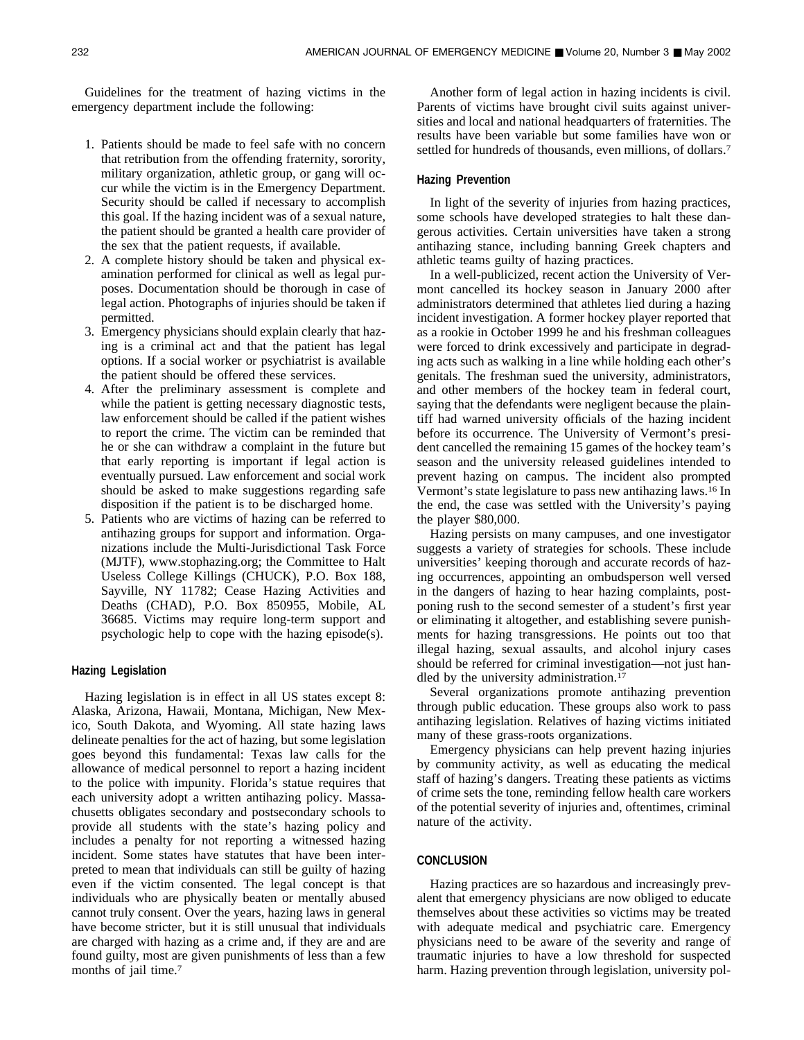Guidelines for the treatment of hazing victims in the emergency department include the following:

1. Patients should be made to feel safe with no concern that retribution from the offending fraternity, sorority, military organization, athletic group, or gang will occur while the victim is in the Emergency Department. Security should be called if necessary to accomplish this goal. If the hazing incident was of a sexual nature, the patient should be granted a health care provider of the sex that the patient requests, if available.
2. A complete history should be taken and physical examination performed for clinical as well as legal purposes. Documentation should be thorough in case of legal action. Photographs of injuries should be taken if permitted.
3. Emergency physicians should explain clearly that hazing is a criminal act and that the patient has legal options. If a social worker or psychiatrist is available the patient should be offered these services.
4. After the preliminary assessment is complete and while the patient is getting necessary diagnostic tests, law enforcement should be called if the patient wishes to report the crime. The victim can be reminded that he or she can withdraw a complaint in the future but that early reporting is important if legal action is eventually pursued. Law enforcement and social work should be asked to make suggestions regarding safe disposition if the patient is to be discharged home.
5. Patients who are victims of hazing can be referred to antihazing groups for support and information. Organizations include the Multi-Jurisdictional Task Force (MJTF), www.stophazing.org; the Committee to Halt Useless College Killings (CHUCK), P.O. Box 188, Sayville, NY 11782; Cease Hazing Activities and Deaths (CHAD), P.O. Box 850955, Mobile, AL 36685. Victims may require long-term support and psychologic help to cope with the hazing episode(s).

### Hazing Legislation

Hazing legislation is in effect in all US states except 8: Alaska, Arizona, Hawaii, Montana, Michigan, New Mexico, South Dakota, and Wyoming. All state hazing laws delineate penalties for the act of hazing, but some legislation goes beyond this fundamental: Texas law calls for the allowance of medical personnel to report a hazing incident to the police with impunity. Florida's statue requires that each university adopt a written antihazing policy. Massachusetts obligates secondary and postsecondary schools to provide all students with the state's hazing policy and includes a penalty for not reporting a witnessed hazing incident. Some states have statutes that have been interpreted to mean that individuals can still be guilty of hazing even if the victim consented. The legal concept is that individuals who are physically beaten or mentally abused cannot truly consent. Over the years, hazing laws in general have become stricter, but it is still unusual that individuals are charged with hazing as a crime and, if they are and are found guilty, most are given punishments of less than a few months of jail time.[7]

Another form of legal action in hazing incidents is civil. Parents of victims have brought civil suits against universities and local and national headquarters of fraternities. The results have been variable but some families have won or settled for hundreds of thousands, even millions, of dollars.[7]

### Hazing Prevention

In light of the severity of injuries from hazing practices, some schools have developed strategies to halt these dangerous activities. Certain universities have taken a strong antihazing stance, including banning Greek chapters and athletic teams guilty of hazing practices.

In a well-publicized, recent action the University of Vermont cancelled its hockey season in January 2000 after administrators determined that athletes lied during a hazing incident investigation. A former hockey player reported that as a rookie in October 1999 he and his freshman colleagues were forced to drink excessively and participate in degrading acts such as walking in a line while holding each other's genitals. The freshman sued the university, administrators, and other members of the hockey team in federal court, saying that the defendants were negligent because the plaintiff had warned university officials of the hazing incident before its occurrence. The University of Vermont's president cancelled the remaining 15 games of the hockey team's season and the university released guidelines intended to prevent hazing on campus. The incident also prompted Vermont's state legislature to pass new antihazing laws.[16] In the end, the case was settled with the University's paying the player $80,000.

Hazing persists on many campuses, and one investigator suggests a variety of strategies for schools. These include universities' keeping thorough and accurate records of hazing occurrences, appointing an ombudsperson well versed in the dangers of hazing to hear hazing complaints, postponing rush to the second semester of a student's first year or eliminating it altogether, and establishing severe punishments for hazing transgressions. He points out too that illegal hazing, sexual assaults, and alcohol injury cases should be referred for criminal investigation—not just handled by the university administration.[17]

Several organizations promote antihazing prevention through public education. These groups also work to pass antihazing legislation. Relatives of hazing victims initiated many of these grass-roots organizations.

Emergency physicians can help prevent hazing injuries by community activity, as well as educating the medical staff of hazing's dangers. Treating these patients as victims of crime sets the tone, reminding fellow health care workers of the potential severity of injuries and, oftentimes, criminal nature of the activity.

## CONCLUSION

Hazing practices are so hazardous and increasingly prevalent that emergency physicians are now obliged to educate themselves about these activities so victims may be treated with adequate medical and psychiatric care. Emergency physicians need to be aware of the severity and range of traumatic injuries to have a low threshold for suspected harm. Hazing prevention through legislation, university pol-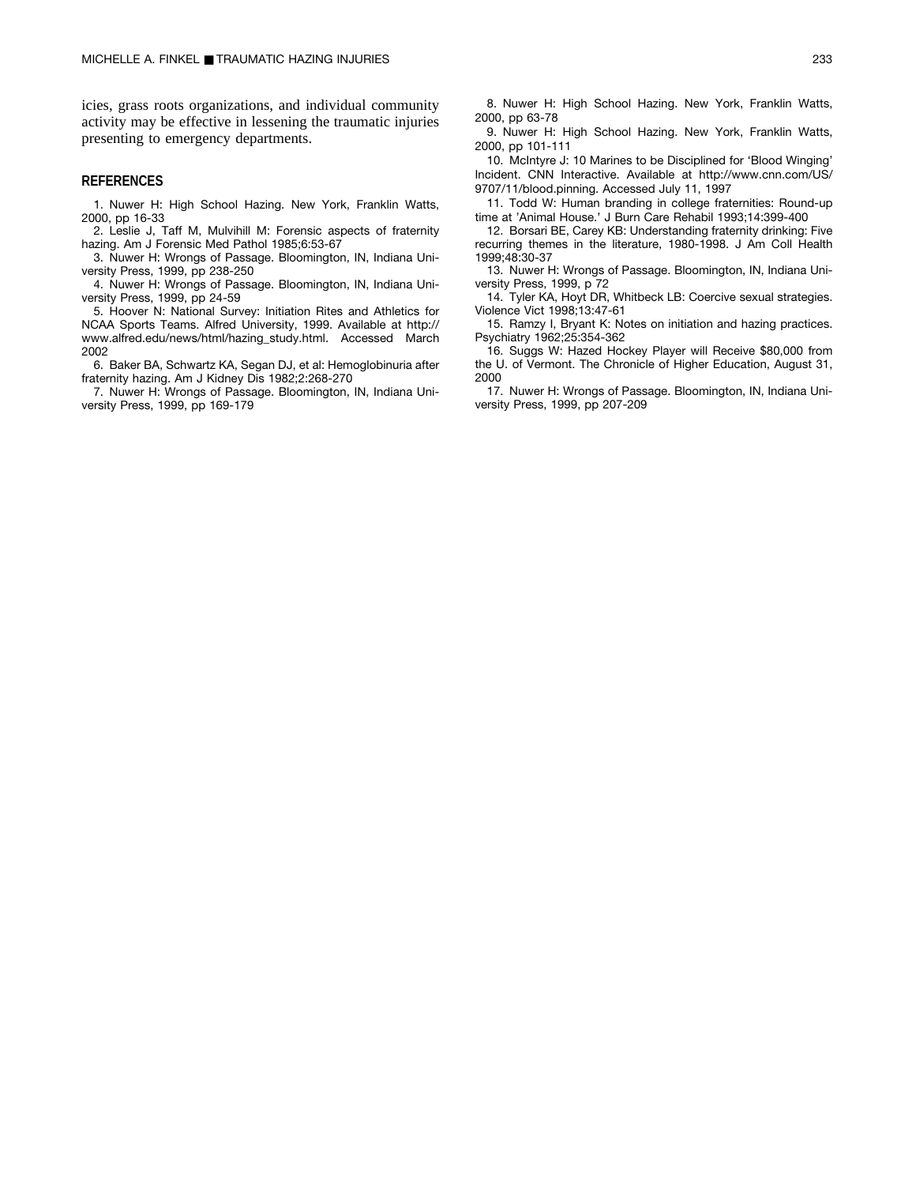icies, grass roots organizations, and individual community activity may be effective in lessening the traumatic injuries presenting to emergency departments.

## REFERENCES

1. Nuwer H: High School Hazing. New York, Franklin Watts, 2000, pp 16-33
2. Leslie J, Taff M, Mulvihill M: Forensic aspects of fraternity hazing. Am J Forensic Med Pathol 1985;6:53-67
3. Nuwer H: Wrongs of Passage. Bloomington, IN, Indiana University Press, 1999, pp 238-250
4. Nuwer H: Wrongs of Passage. Bloomington, IN, Indiana University Press, 1999, pp 24-59
5. Hoover N: National Survey: Initiation Rites and Athletics for NCAA Sports Teams. Alfred University, 1999. Available at http://www.alfred.edu/news/html/hazing_study.html. Accessed March 2002
6. Baker BA, Schwartz KA, Segan DJ, et al: Hemoglobinuria after fraternity hazing. Am J Kidney Dis 1982;2:268-270
7. Nuwer H: Wrongs of Passage. Bloomington, IN, Indiana University Press, 1999, pp 169-179
8. Nuwer H: High School Hazing. New York, Franklin Watts, 2000, pp 63-78
9. Nuwer H: High School Hazing. New York, Franklin Watts, 2000, pp 101-111
10. McIntyre J: 10 Marines to be Disciplined for 'Blood Winging' Incident. CNN Interactive. Available at http://www.cnn.com/US/9707/11/blood.pinning. Accessed July 11, 1997
11. Todd W: Human branding in college fraternities: Round-up time at 'Animal House.' J Burn Care Rehabil 1993;14:399-400
12. Borsari BE, Carey KB: Understanding fraternity drinking: Five recurring themes in the literature, 1980-1998. J Am Coll Health 1999;48:30-37
13. Nuwer H: Wrongs of Passage. Bloomington, IN, Indiana University Press, 1999, p 72
14. Tyler KA, Hoyt DR, Whitbeck LB: Coercive sexual strategies. Violence Vict 1998;13:47-61
15. Ramzy I, Bryant K: Notes on initiation and hazing practices. Psychiatry 1962;25:354-362
16. Suggs W: Hazed Hockey Player will Receive $80,000 from the U. of Vermont. The Chronicle of Higher Education, August 31, 2000
17. Nuwer H: Wrongs of Passage. Bloomington, IN, Indiana University Press, 1999, pp 207-209